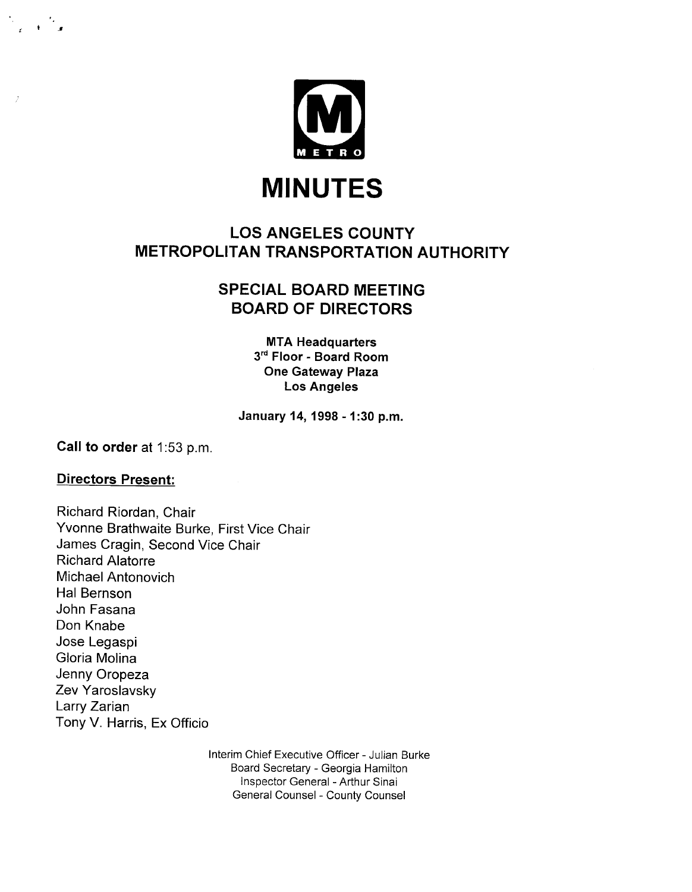# MINUTES

## LOS ANGELES COUNTY METROPOLITAN TRANSPORTATION AUTHORITY

## SPECIAL BOARD MEETING BOARD OF DIRECTORS

**MTA Headquarters**
**3rd Floor - Board Room**
**One Gateway Plaza**
**Los Angeles**

**January 14, 1998 - 1:30 p.m.**

**Call to order** at 1:53 p.m.

**Directors Present:**

Richard Riordan, Chair
Yvonne Brathwaite Burke, First Vice Chair
James Cragin, Second Vice Chair
Richard Alatorre
Michael Antonovich
Hal Bernson
John Fasana
Don Knabe
Jose Legaspi
Gloria Molina
Jenny Oropeza
Zev Yaroslavsky
Larry Zarian
Tony V. Harris, Ex Officio

Interim Chief Executive Officer - Julian Burke
Board Secretary - Georgia Hamilton
Inspector General - Arthur Sinai
General Counsel - County Counsel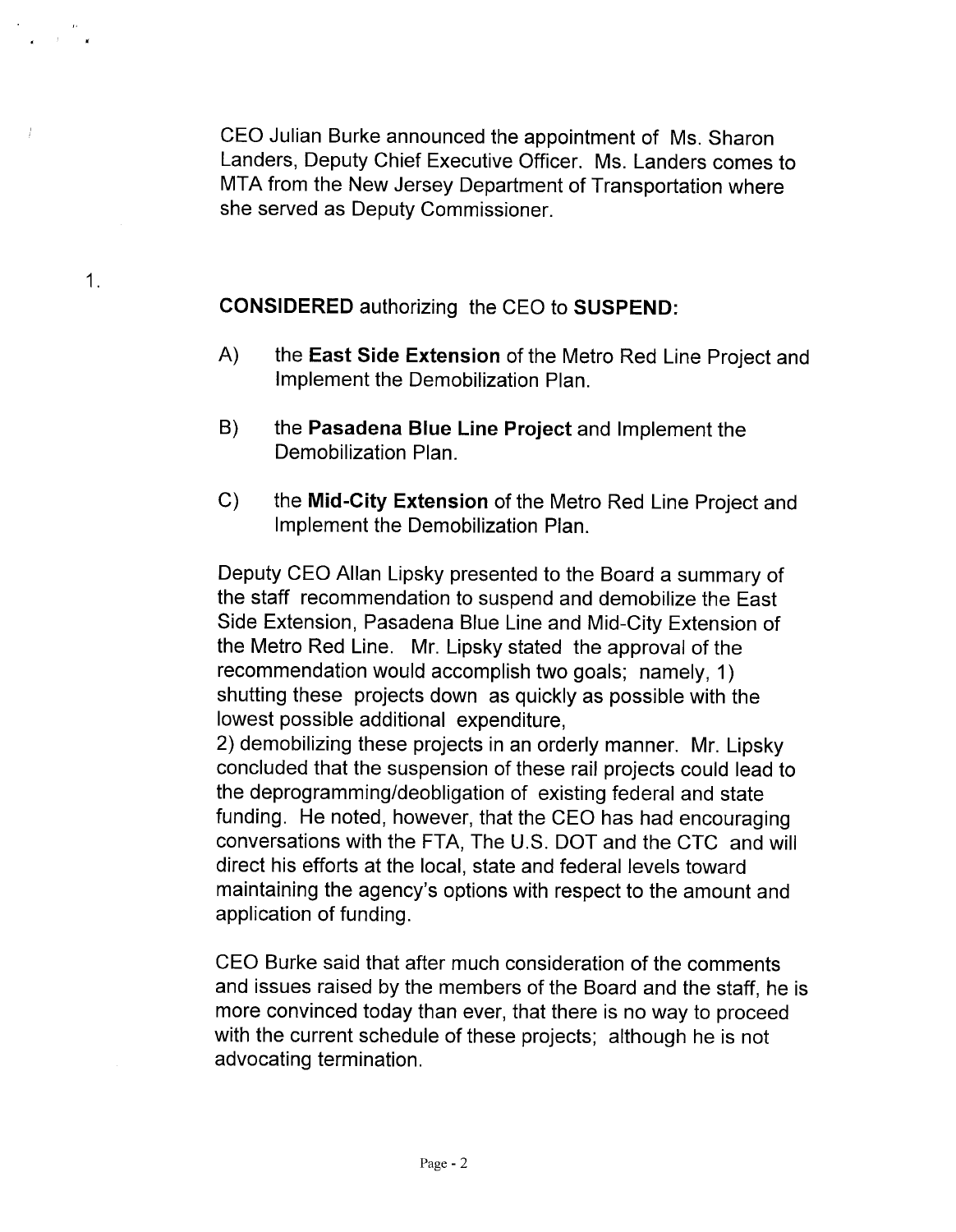CEO Julian Burke announced the appointment of Ms. Sharon Landers, Deputy Chief Executive Officer. Ms. Landers comes to MTA from the New Jersey Department of Transportation where she served as Deputy Commissioner.

1.

**CONSIDERED** authorizing the CEO to **SUSPEND:**

A) the **East Side Extension** of the Metro Red Line Project and Implement the Demobilization Plan.

B) the **Pasadena Blue Line Project** and Implement the Demobilization Plan.

C) the **Mid-City Extension** of the Metro Red Line Project and Implement the Demobilization Plan.

Deputy CEO Allan Lipsky presented to the Board a summary of the staff recommendation to suspend and demobilize the East Side Extension, Pasadena Blue Line and Mid-City Extension of the Metro Red Line. Mr. Lipsky stated the approval of the recommendation would accomplish two goals; namely, 1) shutting these projects down as quickly as possible with the lowest possible additional expenditure,
2) demobilizing these projects in an orderly manner. Mr. Lipsky concluded that the suspension of these rail projects could lead to the deprogramming/deobligation of existing federal and state funding. He noted, however, that the CEO has had encouraging conversations with the FTA, The U.S. DOT and the CTC and will direct his efforts at the local, state and federal levels toward maintaining the agency's options with respect to the amount and application of funding.

CEO Burke said that after much consideration of the comments and issues raised by the members of the Board and the staff, he is more convinced today than ever, that there is no way to proceed with the current schedule of these projects; although he is not advocating termination.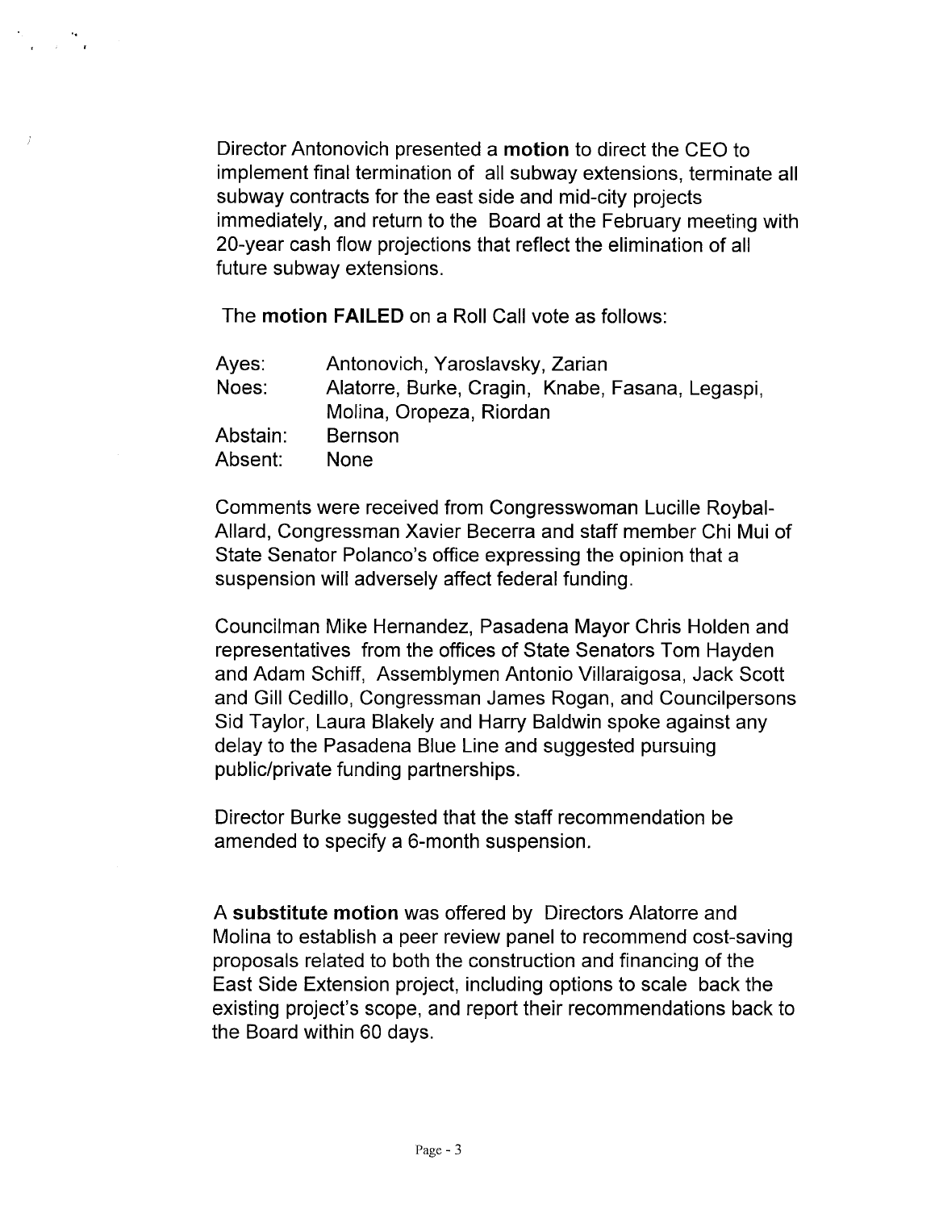Director Antonovich presented a **motion** to direct the CEO to implement final termination of all subway extensions, terminate all subway contracts for the east side and mid-city projects immediately, and return to the Board at the February meeting with 20-year cash flow projections that reflect the elimination of all future subway extensions.

The **motion FAILED** on a Roll Call vote as follows:

| | |
|---|---|
| Ayes: | Antonovich, Yaroslavsky, Zarian |
| Noes: | Alatorre, Burke, Cragin, Knabe, Fasana, Legaspi, Molina, Oropeza, Riordan |
| Abstain: | Bernson |
| Absent: | None |

Comments were received from Congresswoman Lucille Roybal-Allard, Congressman Xavier Becerra and staff member Chi Mui of State Senator Polanco's office expressing the opinion that a suspension will adversely affect federal funding.

Councilman Mike Hernandez, Pasadena Mayor Chris Holden and representatives from the offices of State Senators Tom Hayden and Adam Schiff, Assemblymen Antonio Villaraigosa, Jack Scott and Gill Cedillo, Congressman James Rogan, and Councilpersons Sid Taylor, Laura Blakely and Harry Baldwin spoke against any delay to the Pasadena Blue Line and suggested pursuing public/private funding partnerships.

Director Burke suggested that the staff recommendation be amended to specify a 6-month suspension.

A **substitute motion** was offered by Directors Alatorre and Molina to establish a peer review panel to recommend cost-saving proposals related to both the construction and financing of the East Side Extension project, including options to scale back the existing project's scope, and report their recommendations back to the Board within 60 days.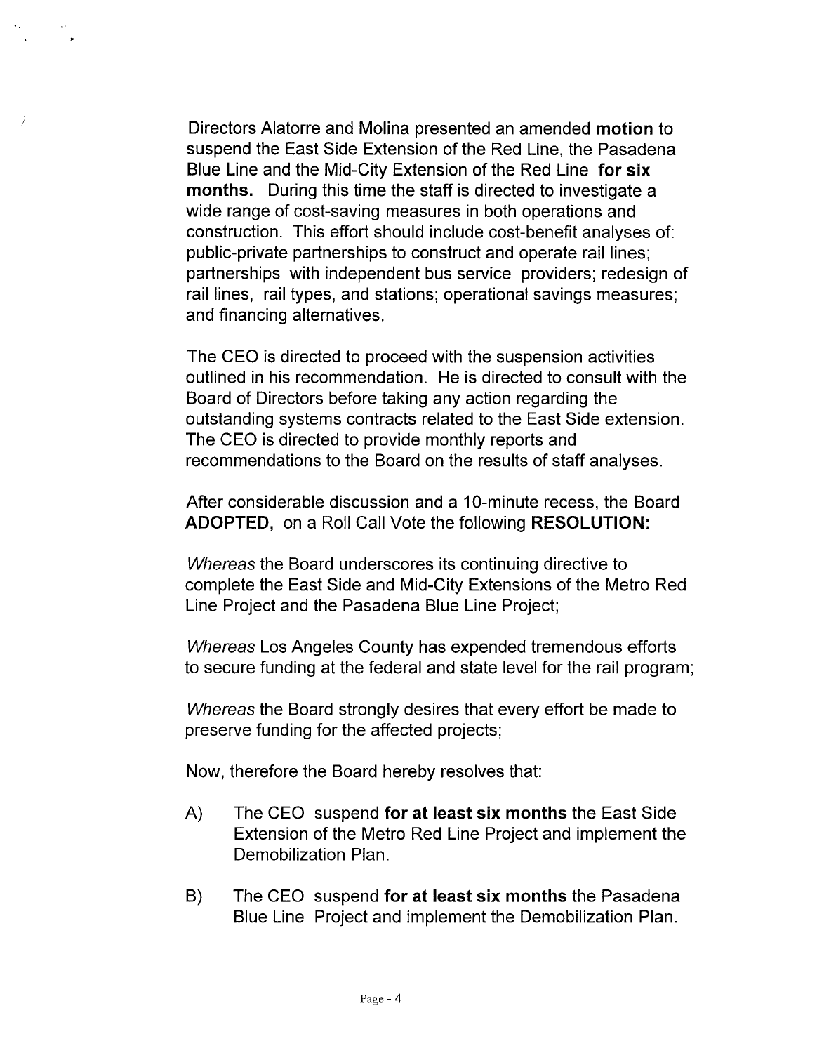Directors Alatorre and Molina presented an amended **motion** to suspend the East Side Extension of the Red Line, the Pasadena Blue Line and the Mid-City Extension of the Red Line **for six months.** During this time the staff is directed to investigate a wide range of cost-saving measures in both operations and construction. This effort should include cost-benefit analyses of: public-private partnerships to construct and operate rail lines; partnerships with independent bus service providers; redesign of rail lines, rail types, and stations; operational savings measures; and financing alternatives.

The CEO is directed to proceed with the suspension activities outlined in his recommendation. He is directed to consult with the Board of Directors before taking any action regarding the outstanding systems contracts related to the East Side extension. The CEO is directed to provide monthly reports and recommendations to the Board on the results of staff analyses.

After considerable discussion and a 10-minute recess, the Board **ADOPTED,** on a Roll Call Vote the following **RESOLUTION:**

*Whereas* the Board underscores its continuing directive to complete the East Side and Mid-City Extensions of the Metro Red Line Project and the Pasadena Blue Line Project;

*Whereas* Los Angeles County has expended tremendous efforts to secure funding at the federal and state level for the rail program;

*Whereas* the Board strongly desires that every effort be made to preserve funding for the affected projects;

Now, therefore the Board hereby resolves that:

A) The CEO suspend **for at least six months** the East Side Extension of the Metro Red Line Project and implement the Demobilization Plan.

B) The CEO suspend **for at least six months** the Pasadena Blue Line Project and implement the Demobilization Plan.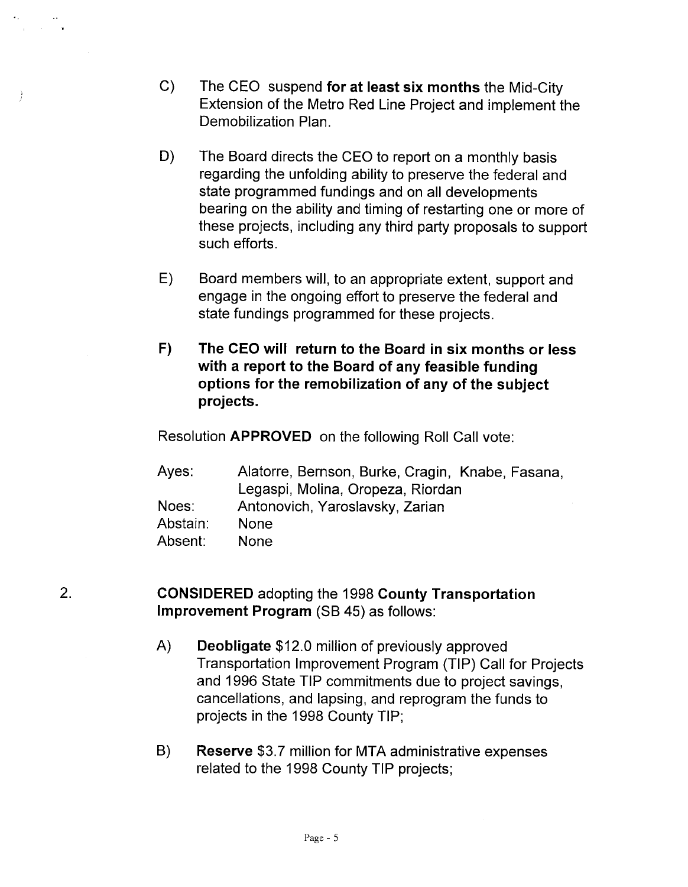C) The CEO suspend **for at least six months** the Mid-City Extension of the Metro Red Line Project and implement the Demobilization Plan.

D) The Board directs the CEO to report on a monthly basis regarding the unfolding ability to preserve the federal and state programmed fundings and on all developments bearing on the ability and timing of restarting one or more of these projects, including any third party proposals to support such efforts.

E) Board members will, to an appropriate extent, support and engage in the ongoing effort to preserve the federal and state fundings programmed for these projects.

**F) The CEO will return to the Board in six months or less with a report to the Board of any feasible funding options for the remobilization of any of the subject projects.**

Resolution **APPROVED** on the following Roll Call vote:

| | |
|---|---|
| Ayes: | Alatorre, Bernson, Burke, Cragin, Knabe, Fasana, Legaspi, Molina, Oropeza, Riordan |
| Noes: | Antonovich, Yaroslavsky, Zarian |
| Abstain: | None |
| Absent: | None |

2. **CONSIDERED** adopting the 1998 **County Transportation Improvement Program** (SB 45) as follows:

A) **Deobligate** $12.0 million of previously approved Transportation Improvement Program (TIP) Call for Projects and 1996 State TIP commitments due to project savings, cancellations, and lapsing, and reprogram the funds to projects in the 1998 County TIP;

B) **Reserve** $3.7 million for MTA administrative expenses related to the 1998 County TIP projects;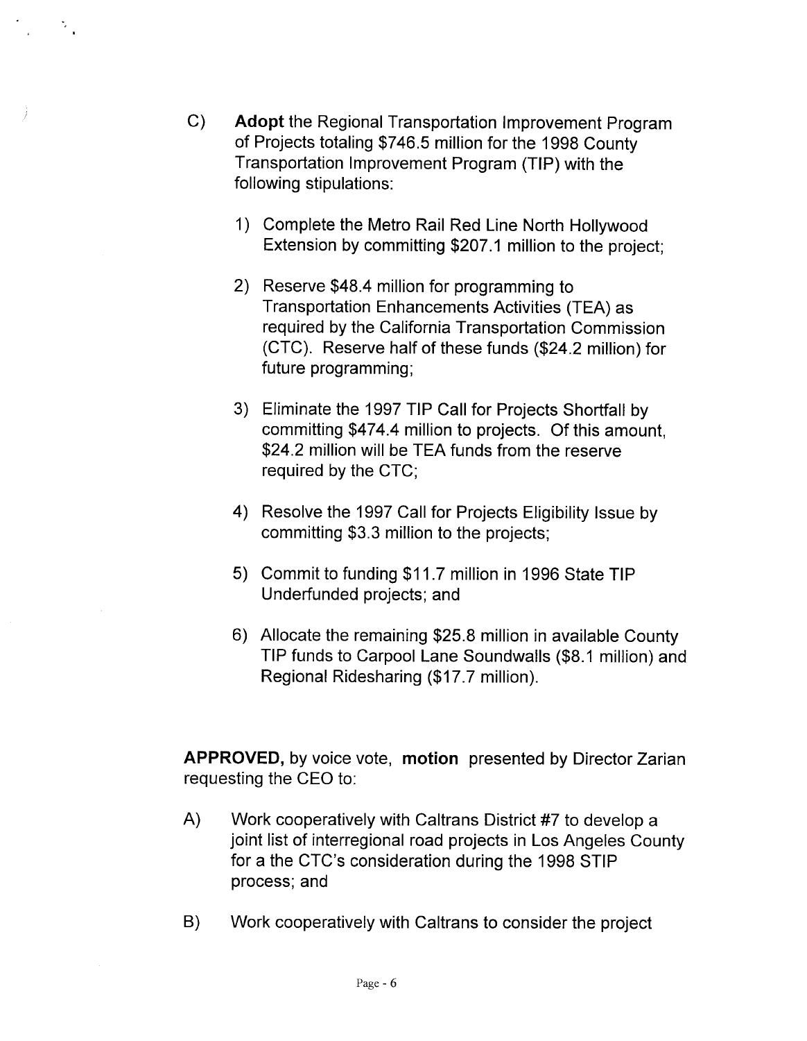C) **Adopt** the Regional Transportation Improvement Program of Projects totaling $746.5 million for the 1998 County Transportation Improvement Program (TIP) with the following stipulations:

   1) Complete the Metro Rail Red Line North Hollywood Extension by committing $207.1 million to the project;

   2) Reserve $48.4 million for programming to Transportation Enhancements Activities (TEA) as required by the California Transportation Commission (CTC). Reserve half of these funds ($24.2 million) for future programming;

   3) Eliminate the 1997 TIP Call for Projects Shortfall by committing $474.4 million to projects. Of this amount, $24.2 million will be TEA funds from the reserve required by the CTC;

   4) Resolve the 1997 Call for Projects Eligibility Issue by committing $3.3 million to the projects;

   5) Commit to funding $11.7 million in 1996 State TIP Underfunded projects; and

   6) Allocate the remaining $25.8 million in available County TIP funds to Carpool Lane Soundwalls ($8.1 million) and Regional Ridesharing ($17.7 million).

**APPROVED,** by voice vote, **motion** presented by Director Zarian requesting the CEO to:

A) Work cooperatively with Caltrans District #7 to develop a joint list of interregional road projects in Los Angeles County for a the CTC's consideration during the 1998 STIP process; and

B) Work cooperatively with Caltrans to consider the project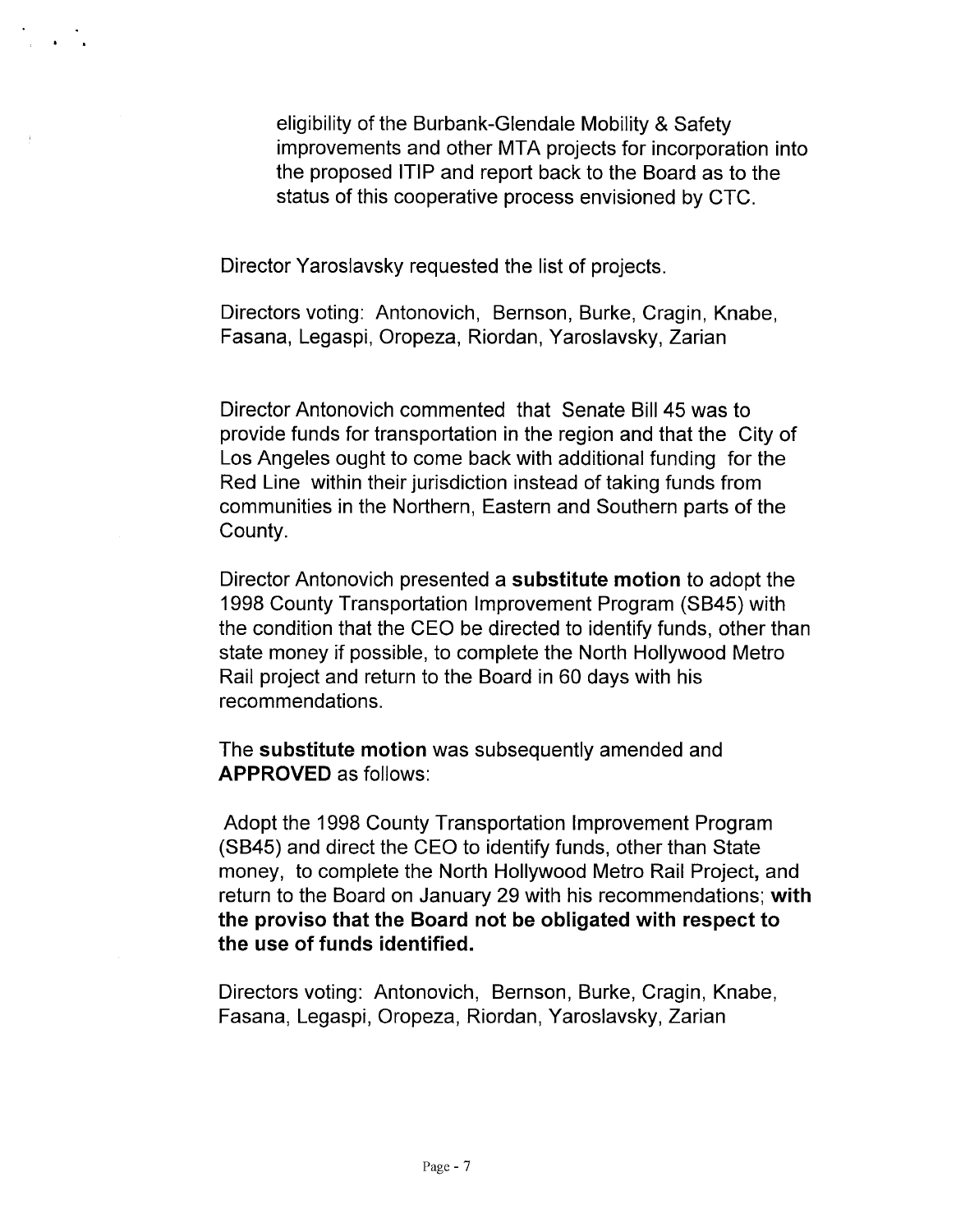eligibility of the Burbank-Glendale Mobility & Safety improvements and other MTA projects for incorporation into the proposed ITIP and report back to the Board as to the status of this cooperative process envisioned by CTC.

Director Yaroslavsky requested the list of projects.

Directors voting: Antonovich, Bernson, Burke, Cragin, Knabe, Fasana, Legaspi, Oropeza, Riordan, Yaroslavsky, Zarian

Director Antonovich commented that Senate Bill 45 was to provide funds for transportation in the region and that the City of Los Angeles ought to come back with additional funding for the Red Line within their jurisdiction instead of taking funds from communities in the Northern, Eastern and Southern parts of the County.

Director Antonovich presented a **substitute motion** to adopt the 1998 County Transportation Improvement Program (SB45) with the condition that the CEO be directed to identify funds, other than state money if possible, to complete the North Hollywood Metro Rail project and return to the Board in 60 days with his recommendations.

The **substitute motion** was subsequently amended and **APPROVED** as follows:

Adopt the 1998 County Transportation Improvement Program (SB45) and direct the CEO to identify funds, other than State money, to complete the North Hollywood Metro Rail Project, and return to the Board on January 29 with his recommendations; **with the proviso that the Board not be obligated with respect to the use of funds identified.**

Directors voting: Antonovich, Bernson, Burke, Cragin, Knabe, Fasana, Legaspi, Oropeza, Riordan, Yaroslavsky, Zarian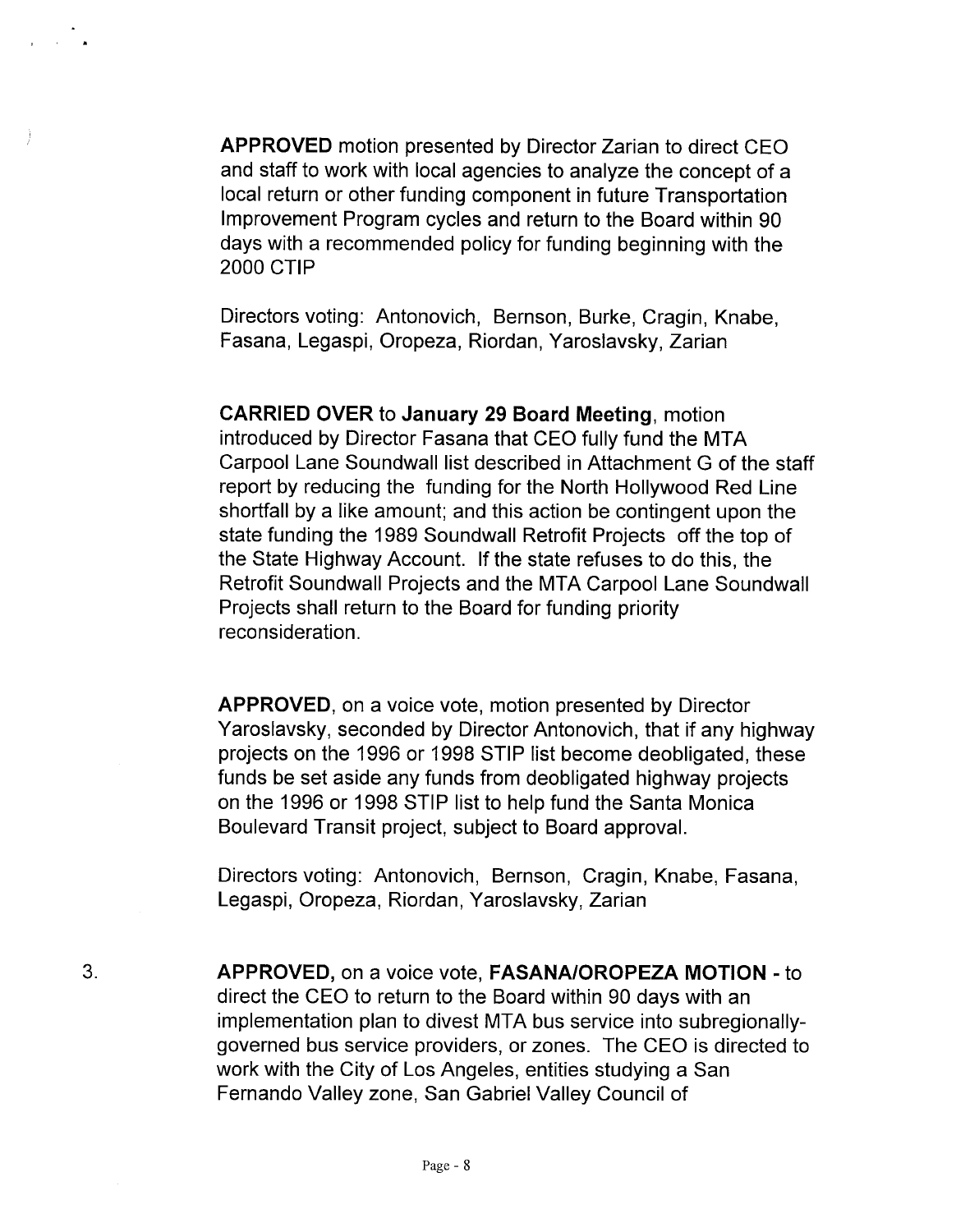**APPROVED** motion presented by Director Zarian to direct CEO and staff to work with local agencies to analyze the concept of a local return or other funding component in future Transportation Improvement Program cycles and return to the Board within 90 days with a recommended policy for funding beginning with the 2000 CTIP

Directors voting: Antonovich, Bernson, Burke, Cragin, Knabe, Fasana, Legaspi, Oropeza, Riordan, Yaroslavsky, Zarian

**CARRIED OVER** to **January 29 Board Meeting**, motion introduced by Director Fasana that CEO fully fund the MTA Carpool Lane Soundwall list described in Attachment G of the staff report by reducing the funding for the North Hollywood Red Line shortfall by a like amount; and this action be contingent upon the state funding the 1989 Soundwall Retrofit Projects off the top of the State Highway Account. If the state refuses to do this, the Retrofit Soundwall Projects and the MTA Carpool Lane Soundwall Projects shall return to the Board for funding priority reconsideration.

**APPROVED**, on a voice vote, motion presented by Director Yaroslavsky, seconded by Director Antonovich, that if any highway projects on the 1996 or 1998 STIP list become deobligated, these funds be set aside any funds from deobligated highway projects on the 1996 or 1998 STIP list to help fund the Santa Monica Boulevard Transit project, subject to Board approval.

Directors voting: Antonovich, Bernson, Cragin, Knabe, Fasana, Legaspi, Oropeza, Riordan, Yaroslavsky, Zarian

3. **APPROVED,** on a voice vote, **FASANA/OROPEZA MOTION** - to direct the CEO to return to the Board within 90 days with an implementation plan to divest MTA bus service into subregionally-governed bus service providers, or zones. The CEO is directed to work with the City of Los Angeles, entities studying a San Fernando Valley zone, San Gabriel Valley Council of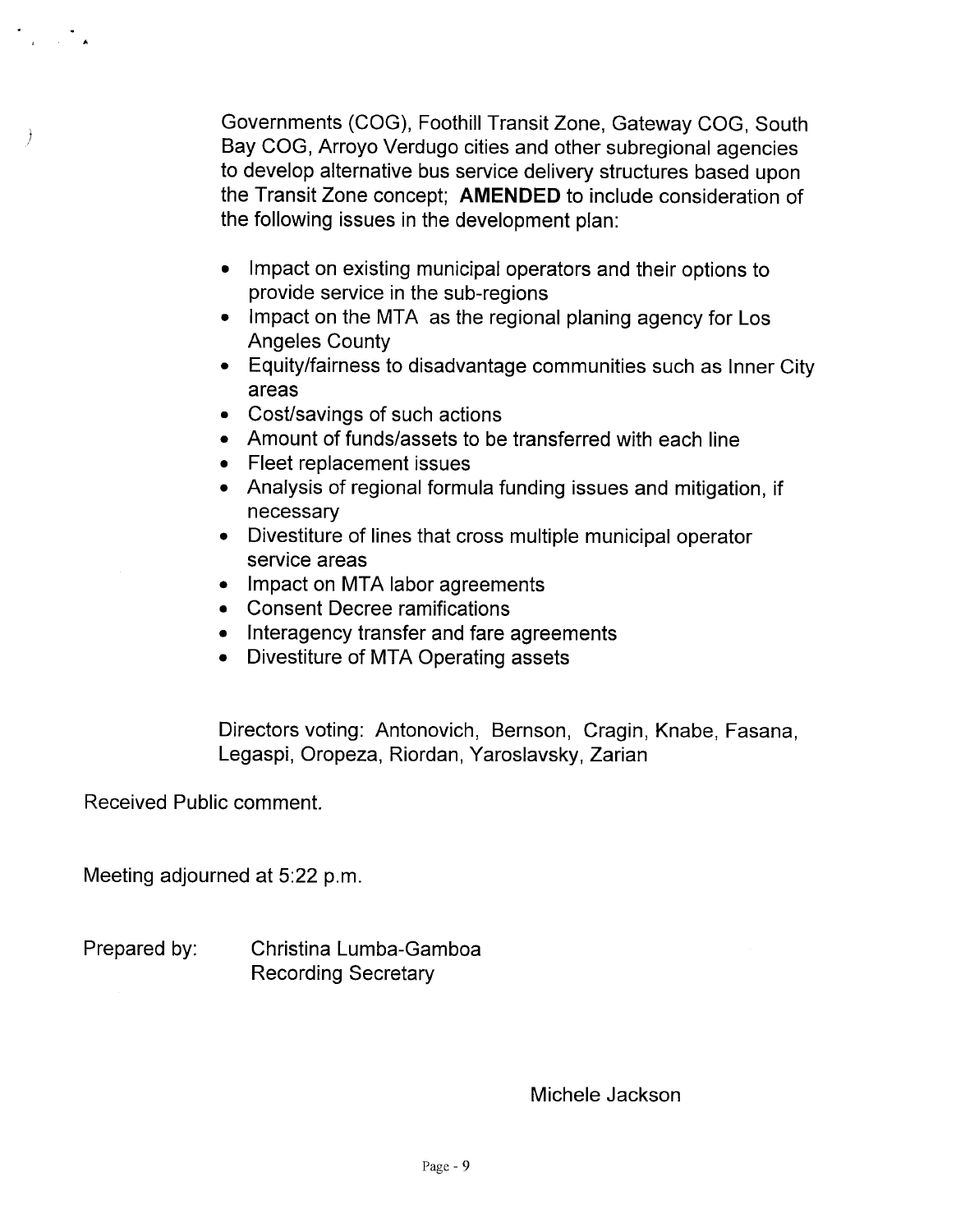Governments (COG), Foothill Transit Zone, Gateway COG, South Bay COG, Arroyo Verdugo cities and other subregional agencies to develop alternative bus service delivery structures based upon the Transit Zone concept; **AMENDED** to include consideration of the following issues in the development plan:

- Impact on existing municipal operators and their options to provide service in the sub-regions
- Impact on the MTA as the regional planing agency for Los Angeles County
- Equity/fairness to disadvantage communities such as Inner City areas
- Cost/savings of such actions
- Amount of funds/assets to be transferred with each line
- Fleet replacement issues
- Analysis of regional formula funding issues and mitigation, if necessary
- Divestiture of lines that cross multiple municipal operator service areas
- Impact on MTA labor agreements
- Consent Decree ramifications
- Interagency transfer and fare agreements
- Divestiture of MTA Operating assets

Directors voting: Antonovich, Bernson, Cragin, Knabe, Fasana, Legaspi, Oropeza, Riordan, Yaroslavsky, Zarian

Received Public comment.

Meeting adjourned at 5:22 p.m.

Prepared by: Christina Lumba-Gamboa
Recording Secretary

Michele Jackson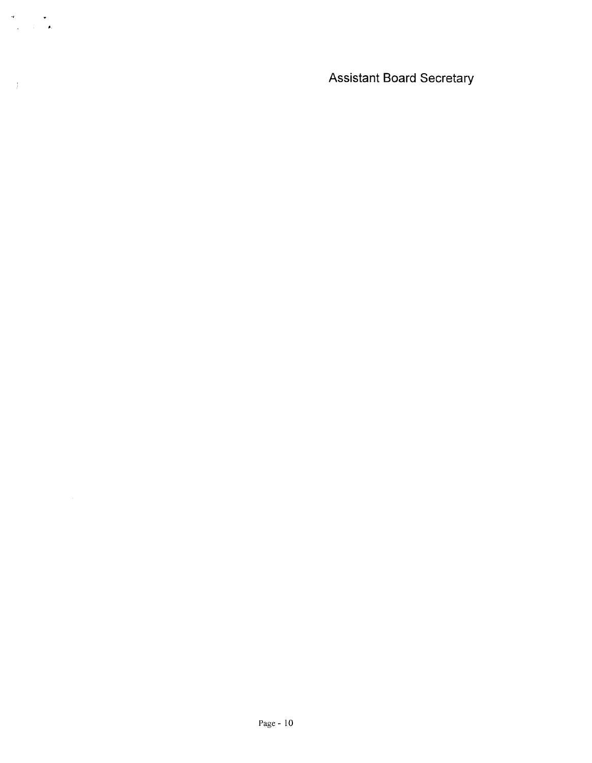Assistant Board Secretary